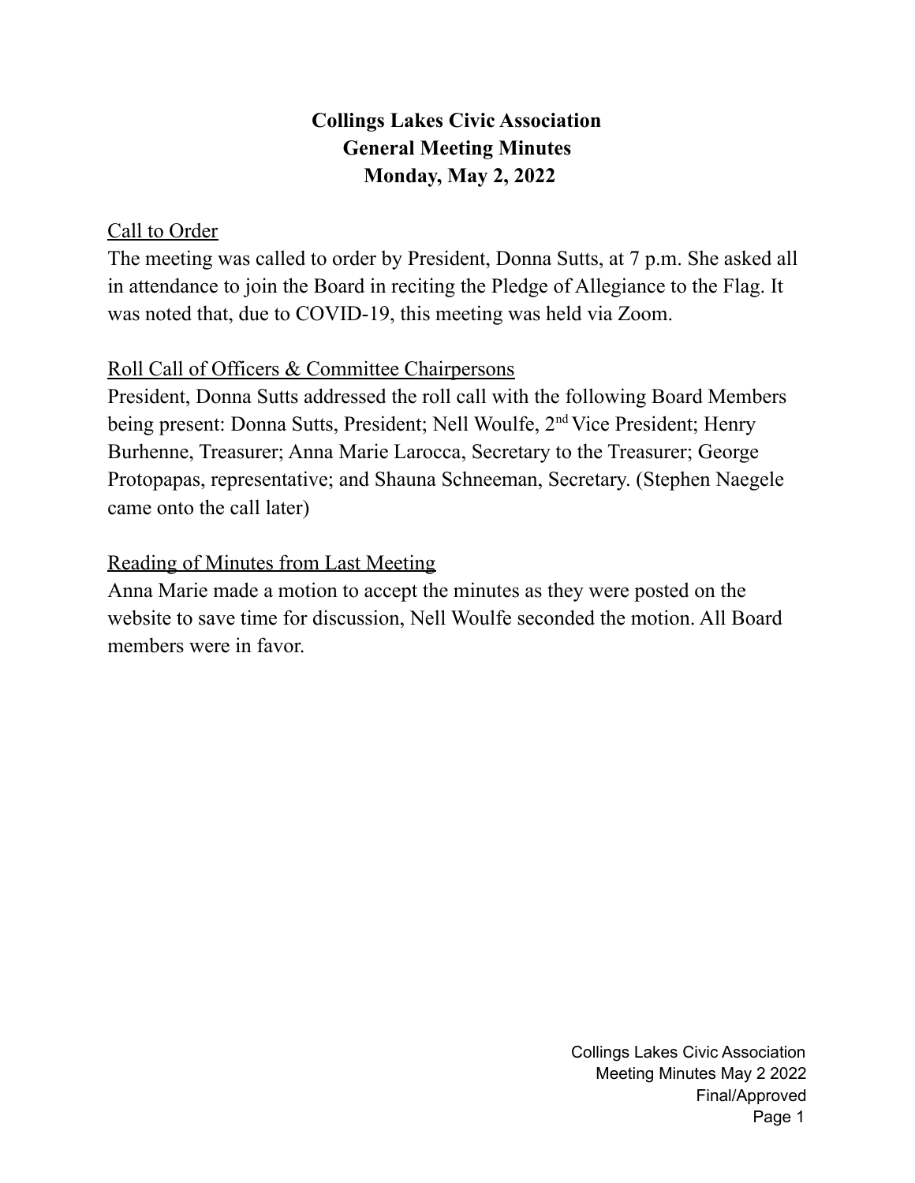# Collings Lakes Civic Association
## General Meeting Minutes
## Monday, May 2, 2022

Call to Order

The meeting was called to order by President, Donna Sutts, at 7 p.m. She asked all in attendance to join the Board in reciting the Pledge of Allegiance to the Flag. It was noted that, due to COVID-19, this meeting was held via Zoom.

Roll Call of Officers & Committee Chairpersons

President, Donna Sutts addressed the roll call with the following Board Members being present: Donna Sutts, President; Nell Woulfe, 2nd Vice President; Henry Burhenne, Treasurer; Anna Marie Larocca, Secretary to the Treasurer; George Protopapas, representative; and Shauna Schneeman, Secretary. (Stephen Naegele came onto the call later)

Reading of Minutes from Last Meeting

Anna Marie made a motion to accept the minutes as they were posted on the website to save time for discussion, Nell Woulfe seconded the motion. All Board members were in favor.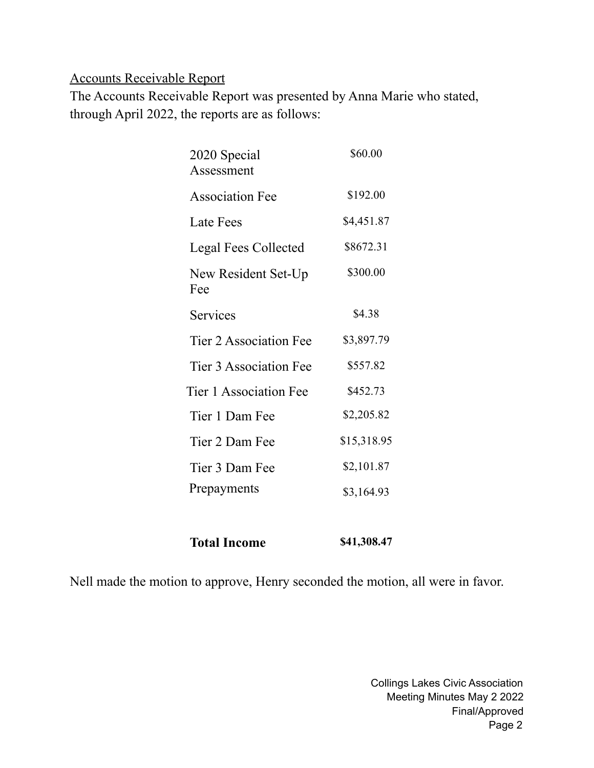Accounts Receivable Report

The Accounts Receivable Report was presented by Anna Marie who stated, through April 2022, the reports are as follows:

| | |
|---|---|
| 2020 Special Assessment | $60.00 |
| Association Fee | $192.00 |
| Late Fees | $4,451.87 |
| Legal Fees Collected | $8672.31 |
| New Resident Set-Up Fee | $300.00 |
| Services | $4.38 |
| Tier 2 Association Fee | $3,897.79 |
| Tier 3 Association Fee | $557.82 |
| Tier 1 Association Fee | $452.73 |
| Tier 1 Dam Fee | $2,205.82 |
| Tier 2 Dam Fee | $15,318.95 |
| Tier 3 Dam Fee | $2,101.87 |
| Prepayments | $3,164.93 |
| **Total Income** | **$41,308.47** |

Nell made the motion to approve, Henry seconded the motion, all were in favor.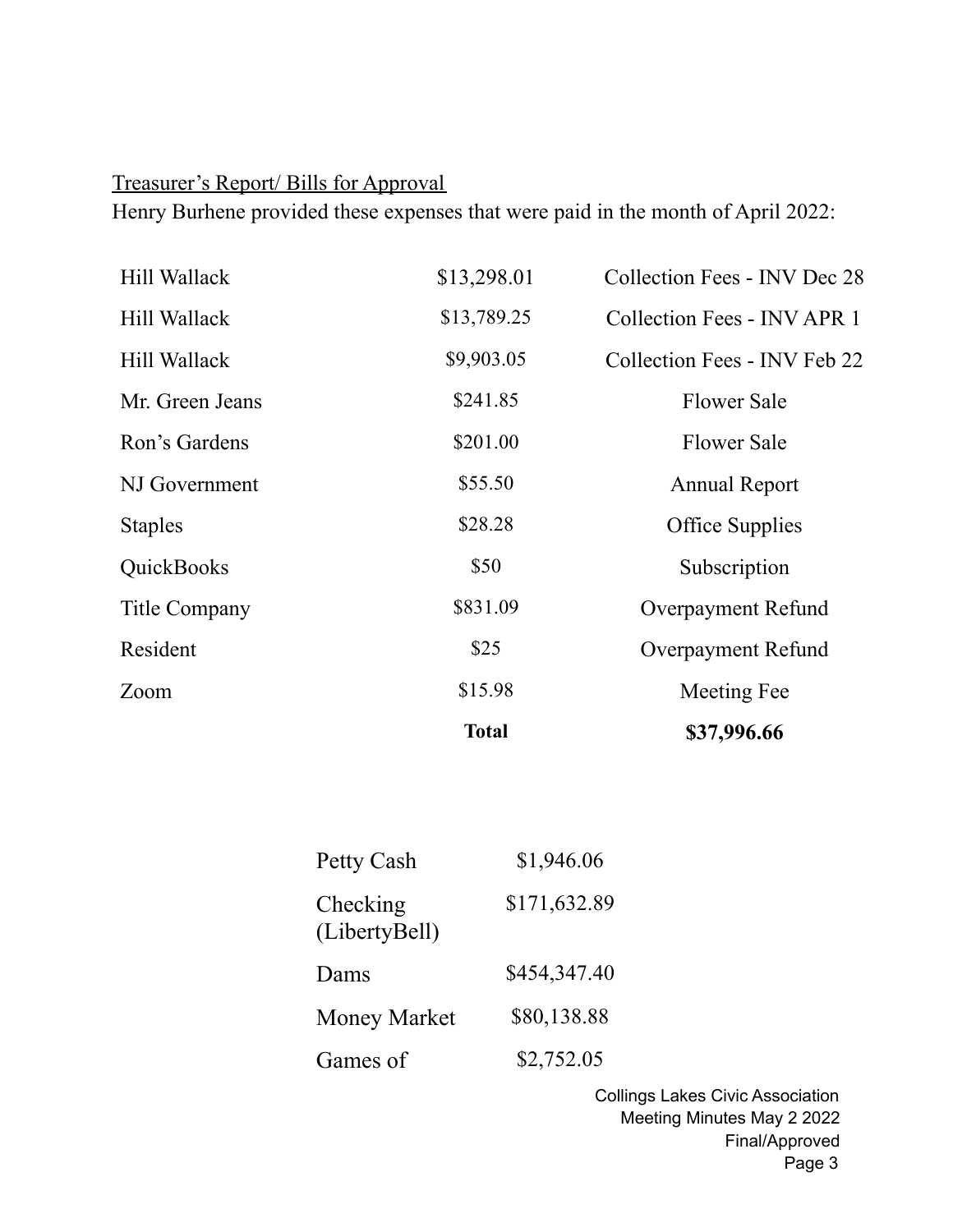<u>Treasurer's Report/ Bills for Approval</u>

Henry Burhene provided these expenses that were paid in the month of April 2022:

| | | |
|---|---|---|
| Hill Wallack | $13,298.01 | Collection Fees - INV Dec 28 |
| Hill Wallack | $13,789.25 | Collection Fees - INV APR 1 |
| Hill Wallack | $9,903.05 | Collection Fees - INV Feb 22 |
| Mr. Green Jeans | $241.85 | Flower Sale |
| Ron's Gardens | $201.00 | Flower Sale |
| NJ Government | $55.50 | Annual Report |
| Staples | $28.28 | Office Supplies |
| QuickBooks | $50 | Subscription |
| Title Company | $831.09 | Overpayment Refund |
| Resident | $25 | Overpayment Refund |
| Zoom | $15.98 | Meeting Fee |
| | **Total** | **$37,996.66** |

| | |
|---|---|
| Petty Cash | $1,946.06 |
| Checking (LibertyBell) | $171,632.89 |
| Dams | $454,347.40 |
| Money Market | $80,138.88 |
| Games of | $2,752.05 |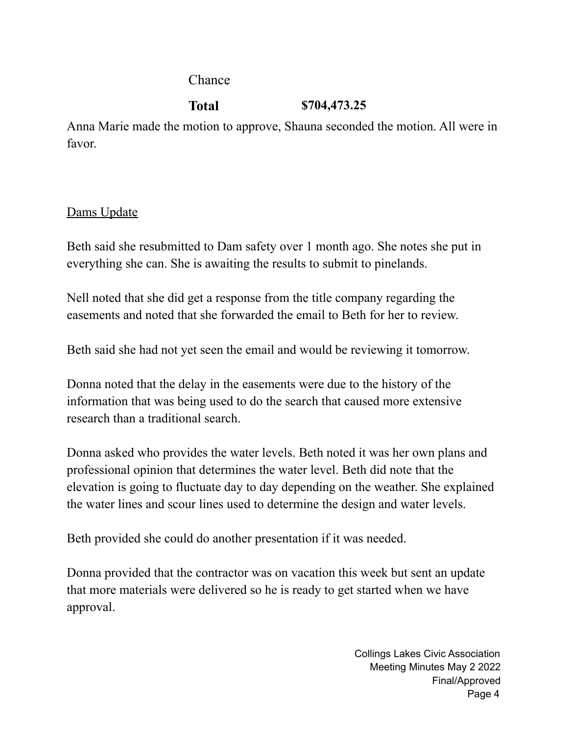| | |
|---|---|
| Chance | |
| **Total** | **$704,473.25** |

Anna Marie made the motion to approve, Shauna seconded the motion. All were in favor.

Dams Update

Beth said she resubmitted to Dam safety over 1 month ago. She notes she put in everything she can. She is awaiting the results to submit to pinelands.

Nell noted that she did get a response from the title company regarding the easements and noted that she forwarded the email to Beth for her to review.

Beth said she had not yet seen the email and would be reviewing it tomorrow.

Donna noted that the delay in the easements were due to the history of the information that was being used to do the search that caused more extensive research than a traditional search.

Donna asked who provides the water levels. Beth noted it was her own plans and professional opinion that determines the water level. Beth did note that the elevation is going to fluctuate day to day depending on the weather. She explained the water lines and scour lines used to determine the design and water levels.

Beth provided she could do another presentation if it was needed.

Donna provided that the contractor was on vacation this week but sent an update that more materials were delivered so he is ready to get started when we have approval.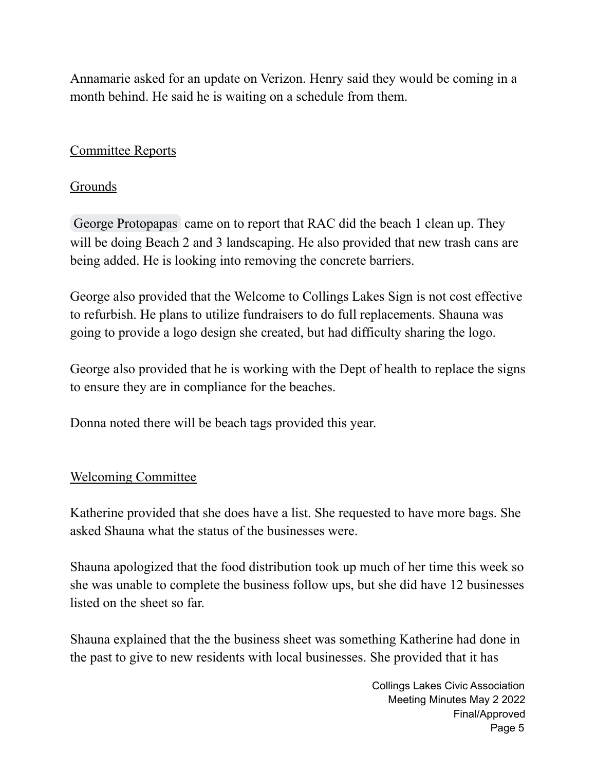Annamarie asked for an update on Verizon. Henry said they would be coming in a month behind. He said he is waiting on a schedule from them.

<u>Committee Reports</u>

<u>Grounds</u>

George Protopapas came on to report that RAC did the beach 1 clean up. They will be doing Beach 2 and 3 landscaping. He also provided that new trash cans are being added. He is looking into removing the concrete barriers.

George also provided that the Welcome to Collings Lakes Sign is not cost effective to refurbish. He plans to utilize fundraisers to do full replacements. Shauna was going to provide a logo design she created, but had difficulty sharing the logo.

George also provided that he is working with the Dept of health to replace the signs to ensure they are in compliance for the beaches.

Donna noted there will be beach tags provided this year.

<u>Welcoming Committee</u>

Katherine provided that she does have a list. She requested to have more bags. She asked Shauna what the status of the businesses were.

Shauna apologized that the food distribution took up much of her time this week so she was unable to complete the business follow ups, but she did have 12 businesses listed on the sheet so far.

Shauna explained that the the business sheet was something Katherine had done in the past to give to new residents with local businesses. She provided that it has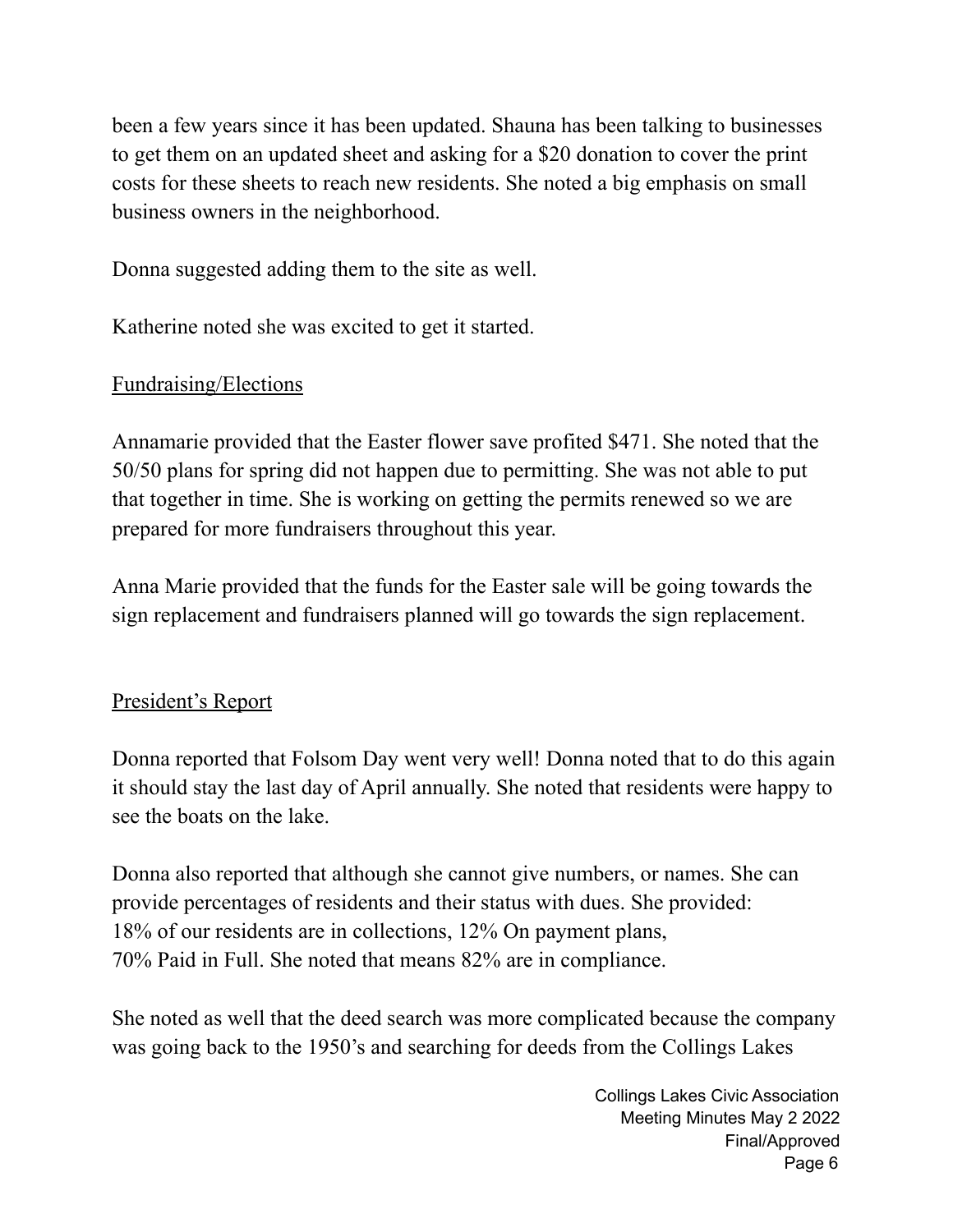been a few years since it has been updated. Shauna has been talking to businesses to get them on an updated sheet and asking for a $20 donation to cover the print costs for these sheets to reach new residents. She noted a big emphasis on small business owners in the neighborhood.

Donna suggested adding them to the site as well.

Katherine noted she was excited to get it started.

Fundraising/Elections

Annamarie provided that the Easter flower save profited $471. She noted that the 50/50 plans for spring did not happen due to permitting. She was not able to put that together in time. She is working on getting the permits renewed so we are prepared for more fundraisers throughout this year.

Anna Marie provided that the funds for the Easter sale will be going towards the sign replacement and fundraisers planned will go towards the sign replacement.

President's Report

Donna reported that Folsom Day went very well! Donna noted that to do this again it should stay the last day of April annually. She noted that residents were happy to see the boats on the lake.

Donna also reported that although she cannot give numbers, or names. She can provide percentages of residents and their status with dues. She provided:
18% of our residents are in collections, 12% On payment plans,
70% Paid in Full. She noted that means 82% are in compliance.

She noted as well that the deed search was more complicated because the company was going back to the 1950's and searching for deeds from the Collings Lakes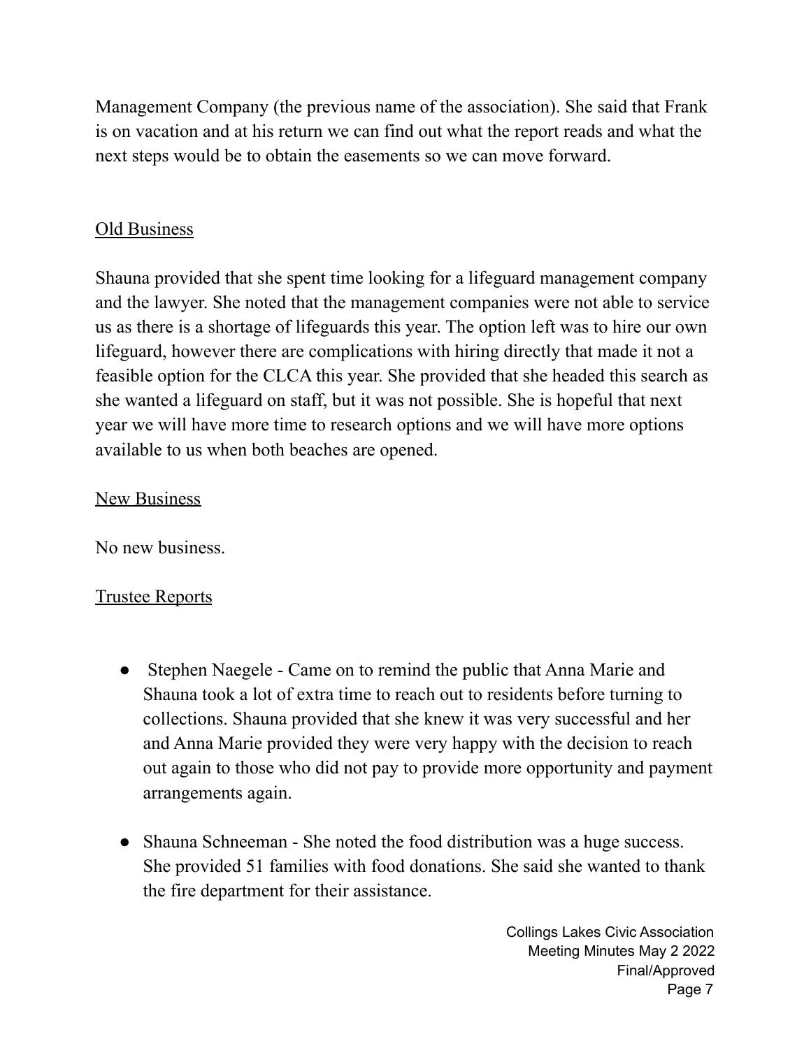Management Company (the previous name of the association). She said that Frank is on vacation and at his return we can find out what the report reads and what the next steps would be to obtain the easements so we can move forward.

<u>Old Business</u>

Shauna provided that she spent time looking for a lifeguard management company and the lawyer. She noted that the management companies were not able to service us as there is a shortage of lifeguards this year. The option left was to hire our own lifeguard, however there are complications with hiring directly that made it not a feasible option for the CLCA this year. She provided that she headed this search as she wanted a lifeguard on staff, but it was not possible. She is hopeful that next year we will have more time to research options and we will have more options available to us when both beaches are opened.

<u>New Business</u>

No new business.

<u>Trustee Reports</u>

- Stephen Naegele - Came on to remind the public that Anna Marie and Shauna took a lot of extra time to reach out to residents before turning to collections. Shauna provided that she knew it was very successful and her and Anna Marie provided they were very happy with the decision to reach out again to those who did not pay to provide more opportunity and payment arrangements again.
- Shauna Schneeman - She noted the food distribution was a huge success. She provided 51 families with food donations. She said she wanted to thank the fire department for their assistance.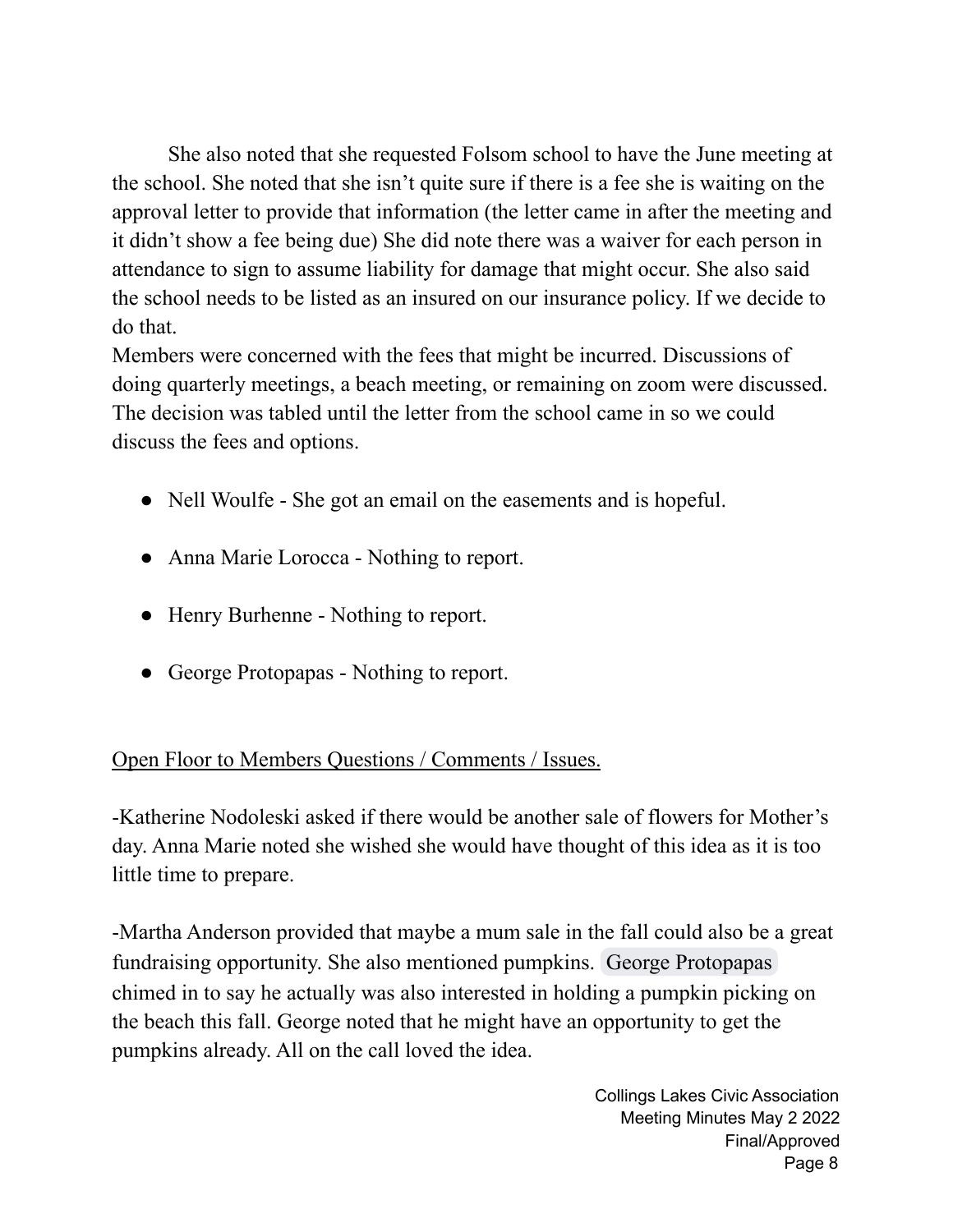She also noted that she requested Folsom school to have the June meeting at the school. She noted that she isn't quite sure if there is a fee she is waiting on the approval letter to provide that information (the letter came in after the meeting and it didn't show a fee being due) She did note there was a waiver for each person in attendance to sign to assume liability for damage that might occur. She also said the school needs to be listed as an insured on our insurance policy. If we decide to do that.
Members were concerned with the fees that might be incurred. Discussions of doing quarterly meetings, a beach meeting, or remaining on zoom were discussed. The decision was tabled until the letter from the school came in so we could discuss the fees and options.

- Nell Woulfe - She got an email on the easements and is hopeful.
- Anna Marie Lorocca - Nothing to report.
- Henry Burhenne - Nothing to report.
- George Protopapas - Nothing to report.

Open Floor to Members Questions / Comments / Issues.

-Katherine Nodoleski asked if there would be another sale of flowers for Mother's day. Anna Marie noted she wished she would have thought of this idea as it is too little time to prepare.

-Martha Anderson provided that maybe a mum sale in the fall could also be a great fundraising opportunity. She also mentioned pumpkins. George Protopapas chimed in to say he actually was also interested in holding a pumpkin picking on the beach this fall. George noted that he might have an opportunity to get the pumpkins already. All on the call loved the idea.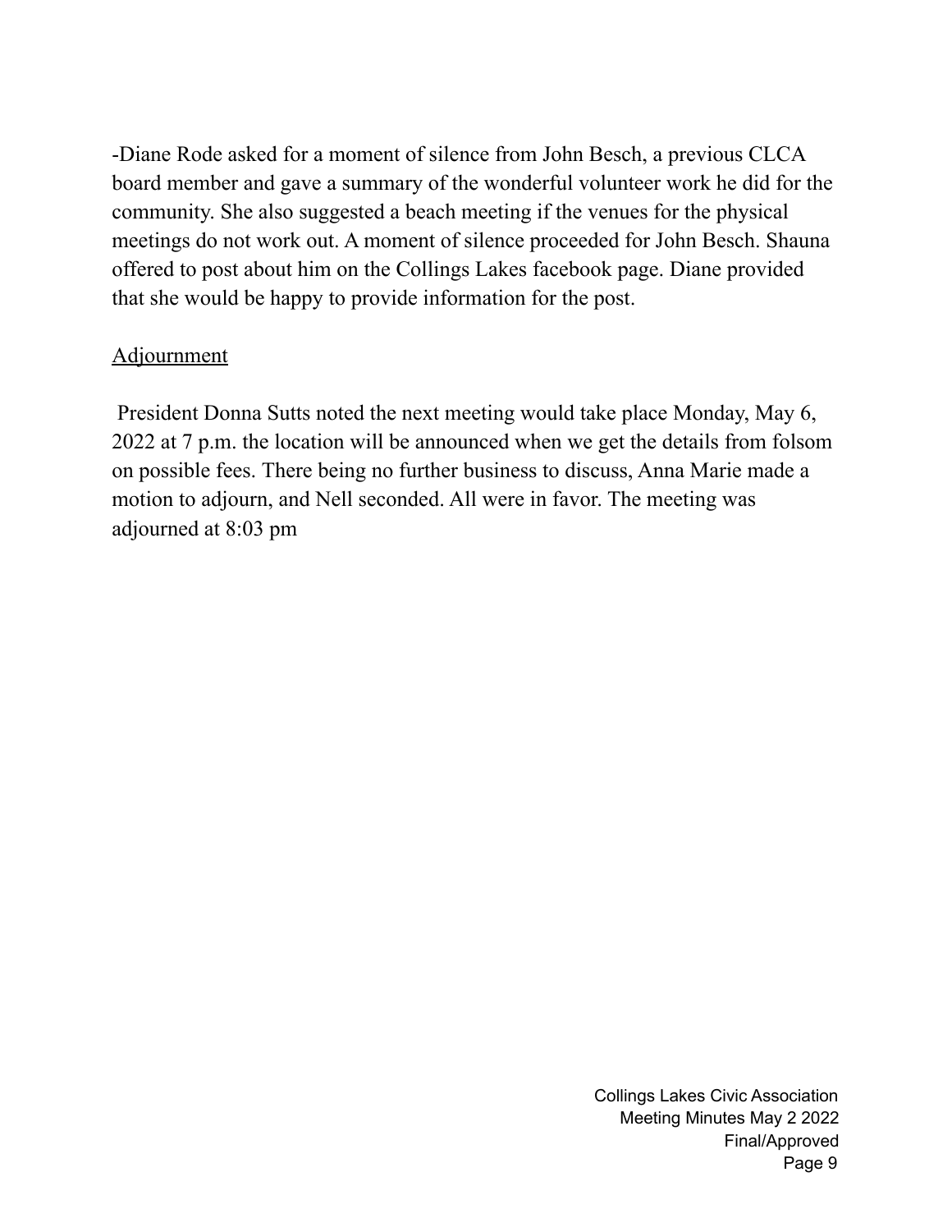-Diane Rode asked for a moment of silence from John Besch, a previous CLCA board member and gave a summary of the wonderful volunteer work he did for the community. She also suggested a beach meeting if the venues for the physical meetings do not work out. A moment of silence proceeded for John Besch. Shauna offered to post about him on the Collings Lakes facebook page. Diane provided that she would be happy to provide information for the post.

## Adjournment

President Donna Sutts noted the next meeting would take place Monday, May 6, 2022 at 7 p.m. the location will be announced when we get the details from folsom on possible fees. There being no further business to discuss, Anna Marie made a motion to adjourn, and Nell seconded. All were in favor. The meeting was adjourned at 8:03 pm